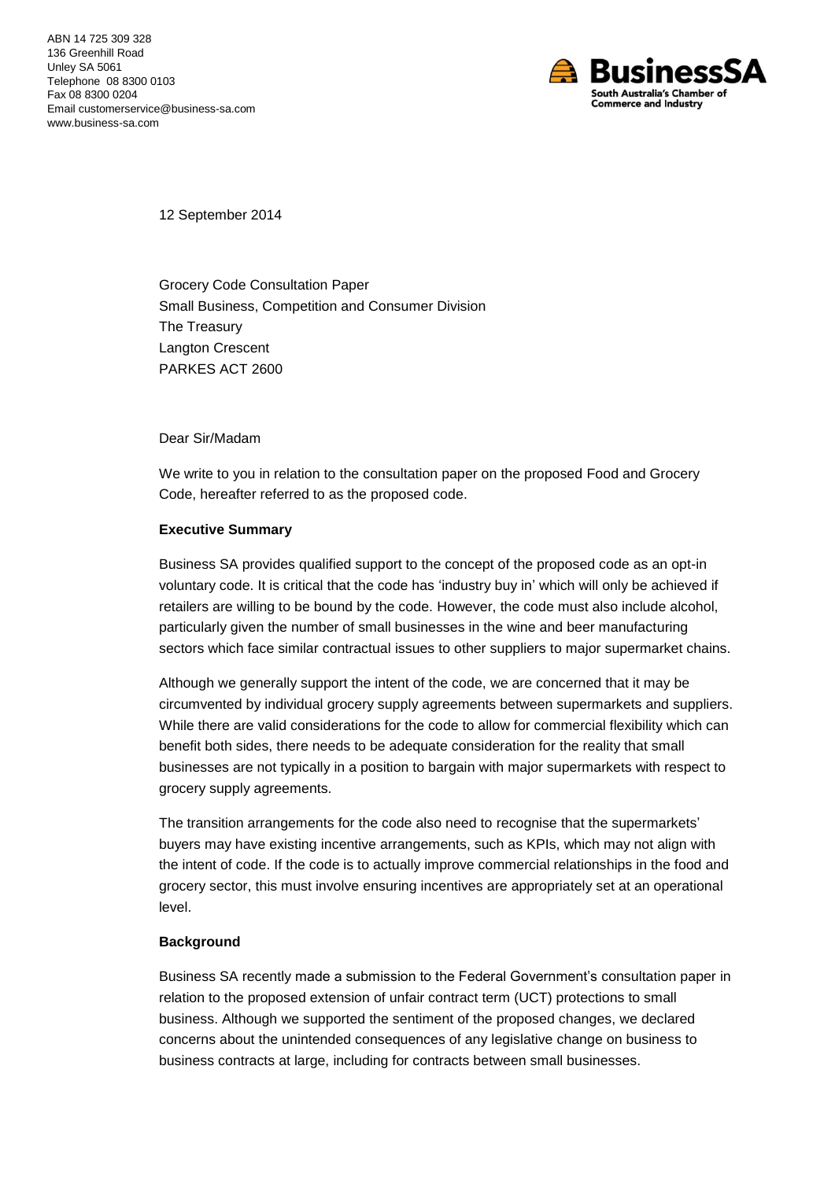ABN 14 725 309 328
136 Greenhill Road
Unley SA 5061
Telephone 08 8300 0103
Fax 08 8300 0204
Email customerservice@business-sa.com
www.business-sa.com

BusinessSA
South Australia's Chamber of Commerce and Industry

12 September 2014

Grocery Code Consultation Paper
Small Business, Competition and Consumer Division
The Treasury
Langton Crescent
PARKES ACT 2600

Dear Sir/Madam

We write to you in relation to the consultation paper on the proposed Food and Grocery Code, hereafter referred to as the proposed code.

**Executive Summary**

Business SA provides qualified support to the concept of the proposed code as an opt-in voluntary code. It is critical that the code has 'industry buy in' which will only be achieved if retailers are willing to be bound by the code. However, the code must also include alcohol, particularly given the number of small businesses in the wine and beer manufacturing sectors which face similar contractual issues to other suppliers to major supermarket chains.

Although we generally support the intent of the code, we are concerned that it may be circumvented by individual grocery supply agreements between supermarkets and suppliers. While there are valid considerations for the code to allow for commercial flexibility which can benefit both sides, there needs to be adequate consideration for the reality that small businesses are not typically in a position to bargain with major supermarkets with respect to grocery supply agreements.

The transition arrangements for the code also need to recognise that the supermarkets' buyers may have existing incentive arrangements, such as KPIs, which may not align with the intent of code. If the code is to actually improve commercial relationships in the food and grocery sector, this must involve ensuring incentives are appropriately set at an operational level.

**Background**

Business SA recently made a submission to the Federal Government's consultation paper in relation to the proposed extension of unfair contract term (UCT) protections to small business. Although we supported the sentiment of the proposed changes, we declared concerns about the unintended consequences of any legislative change on business to business contracts at large, including for contracts between small businesses.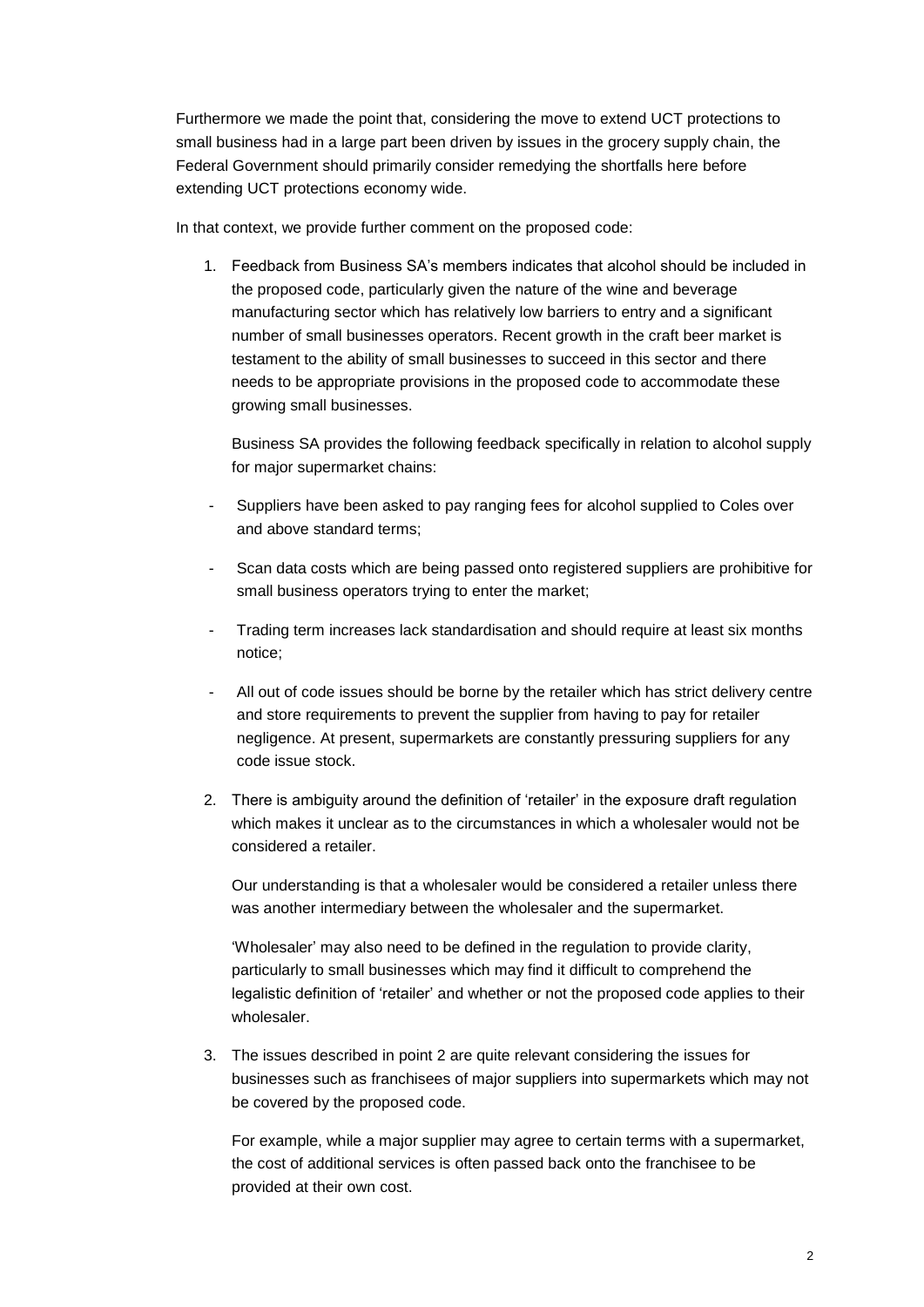Furthermore we made the point that, considering the move to extend UCT protections to small business had in a large part been driven by issues in the grocery supply chain, the Federal Government should primarily consider remedying the shortfalls here before extending UCT protections economy wide.

In that context, we provide further comment on the proposed code:

1. Feedback from Business SA's members indicates that alcohol should be included in the proposed code, particularly given the nature of the wine and beverage manufacturing sector which has relatively low barriers to entry and a significant number of small businesses operators. Recent growth in the craft beer market is testament to the ability of small businesses to succeed in this sector and there needs to be appropriate provisions in the proposed code to accommodate these growing small businesses.

   Business SA provides the following feedback specifically in relation to alcohol supply for major supermarket chains:

   - Suppliers have been asked to pay ranging fees for alcohol supplied to Coles over and above standard terms;
   - Scan data costs which are being passed onto registered suppliers are prohibitive for small business operators trying to enter the market;
   - Trading term increases lack standardisation and should require at least six months notice;
   - All out of code issues should be borne by the retailer which has strict delivery centre and store requirements to prevent the supplier from having to pay for retailer negligence. At present, supermarkets are constantly pressuring suppliers for any code issue stock.

2. There is ambiguity around the definition of 'retailer' in the exposure draft regulation which makes it unclear as to the circumstances in which a wholesaler would not be considered a retailer.

   Our understanding is that a wholesaler would be considered a retailer unless there was another intermediary between the wholesaler and the supermarket.

   'Wholesaler' may also need to be defined in the regulation to provide clarity, particularly to small businesses which may find it difficult to comprehend the legalistic definition of 'retailer' and whether or not the proposed code applies to their wholesaler.

3. The issues described in point 2 are quite relevant considering the issues for businesses such as franchisees of major suppliers into supermarkets which may not be covered by the proposed code.

   For example, while a major supplier may agree to certain terms with a supermarket, the cost of additional services is often passed back onto the franchisee to be provided at their own cost.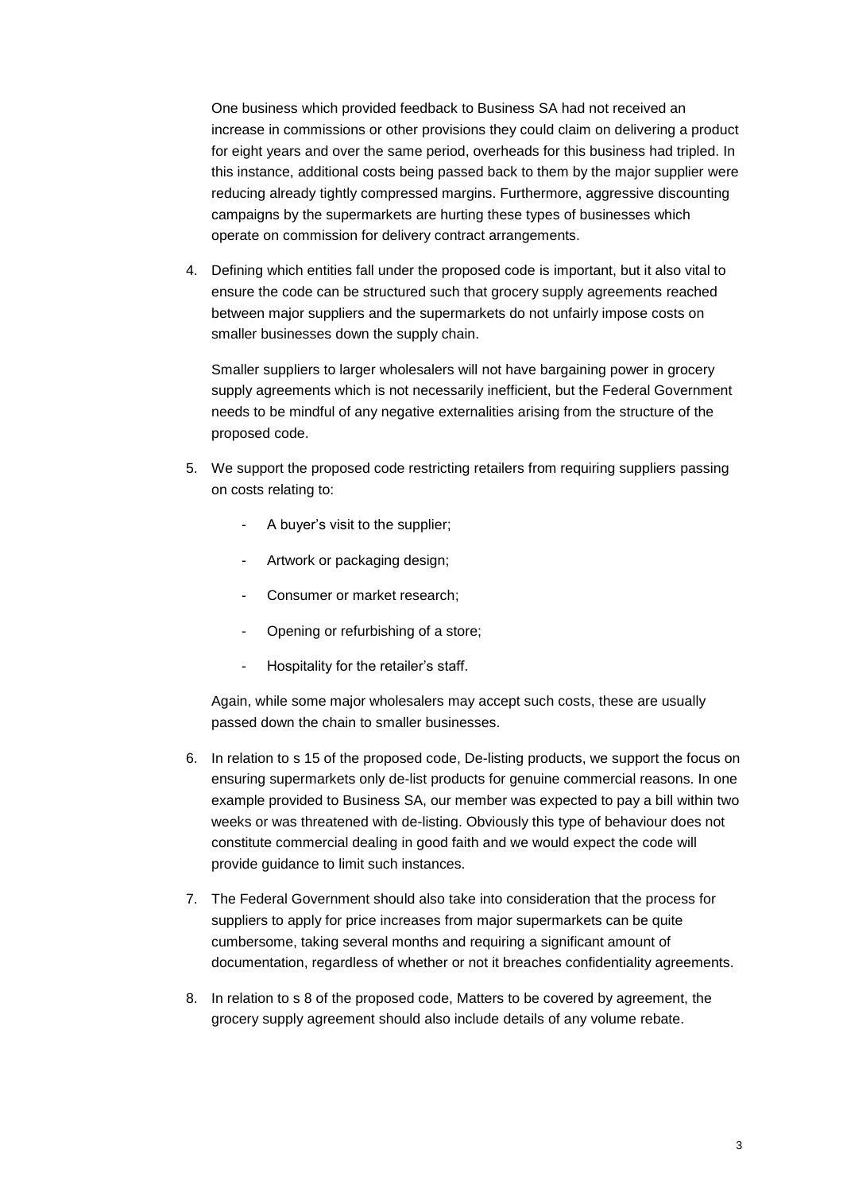One business which provided feedback to Business SA had not received an increase in commissions or other provisions they could claim on delivering a product for eight years and over the same period, overheads for this business had tripled. In this instance, additional costs being passed back to them by the major supplier were reducing already tightly compressed margins. Furthermore, aggressive discounting campaigns by the supermarkets are hurting these types of businesses which operate on commission for delivery contract arrangements.

4. Defining which entities fall under the proposed code is important, but it also vital to ensure the code can be structured such that grocery supply agreements reached between major suppliers and the supermarkets do not unfairly impose costs on smaller businesses down the supply chain.

   Smaller suppliers to larger wholesalers will not have bargaining power in grocery supply agreements which is not necessarily inefficient, but the Federal Government needs to be mindful of any negative externalities arising from the structure of the proposed code.

5. We support the proposed code restricting retailers from requiring suppliers passing on costs relating to:

   - A buyer's visit to the supplier;
   - Artwork or packaging design;
   - Consumer or market research;
   - Opening or refurbishing of a store;
   - Hospitality for the retailer's staff.

   Again, while some major wholesalers may accept such costs, these are usually passed down the chain to smaller businesses.

6. In relation to s 15 of the proposed code, De-listing products, we support the focus on ensuring supermarkets only de-list products for genuine commercial reasons. In one example provided to Business SA, our member was expected to pay a bill within two weeks or was threatened with de-listing. Obviously this type of behaviour does not constitute commercial dealing in good faith and we would expect the code will provide guidance to limit such instances.

7. The Federal Government should also take into consideration that the process for suppliers to apply for price increases from major supermarkets can be quite cumbersome, taking several months and requiring a significant amount of documentation, regardless of whether or not it breaches confidentiality agreements.

8. In relation to s 8 of the proposed code, Matters to be covered by agreement, the grocery supply agreement should also include details of any volume rebate.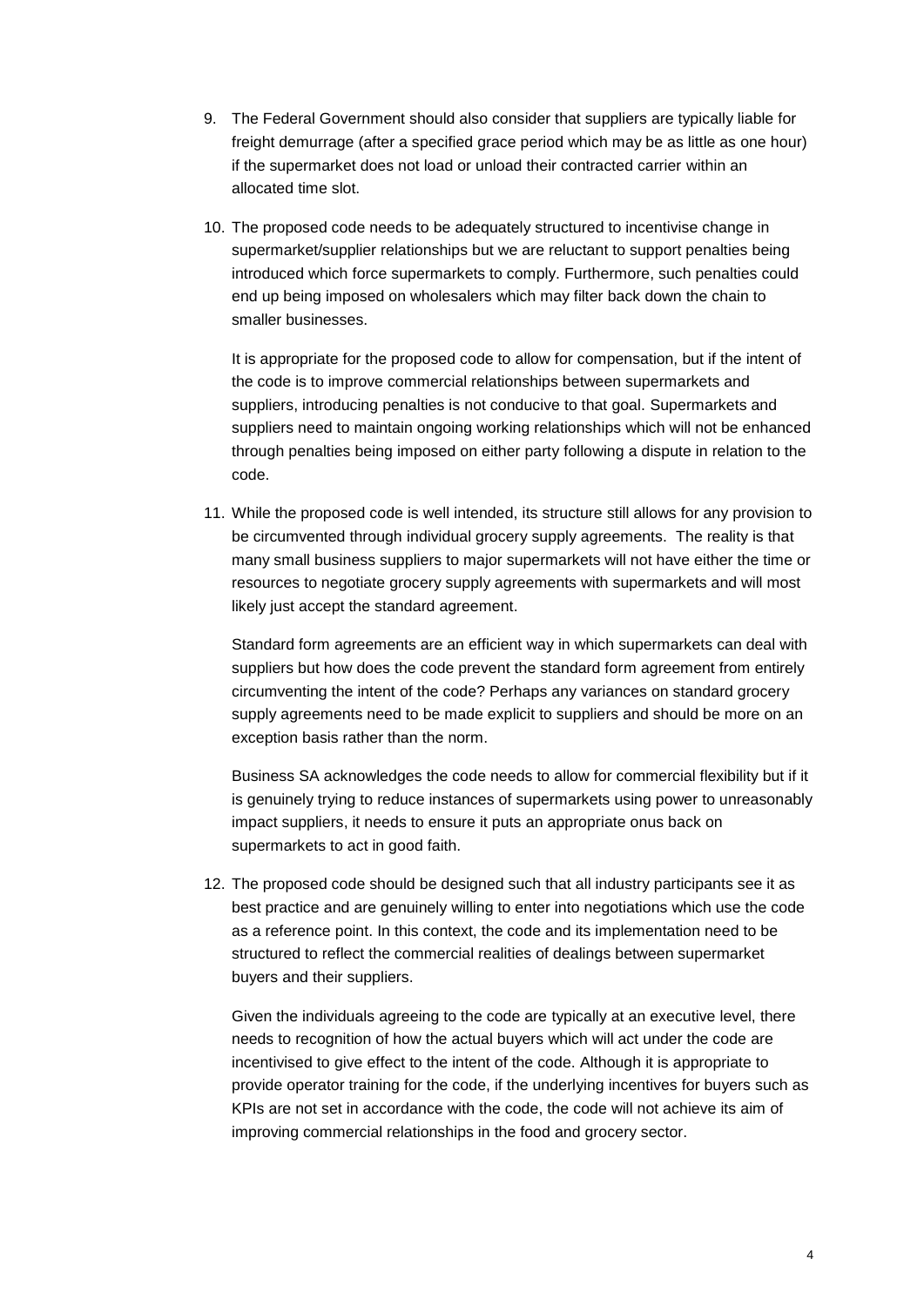9. The Federal Government should also consider that suppliers are typically liable for freight demurrage (after a specified grace period which may be as little as one hour) if the supermarket does not load or unload their contracted carrier within an allocated time slot.

10. The proposed code needs to be adequately structured to incentivise change in supermarket/supplier relationships but we are reluctant to support penalties being introduced which force supermarkets to comply. Furthermore, such penalties could end up being imposed on wholesalers which may filter back down the chain to smaller businesses.

    It is appropriate for the proposed code to allow for compensation, but if the intent of the code is to improve commercial relationships between supermarkets and suppliers, introducing penalties is not conducive to that goal. Supermarkets and suppliers need to maintain ongoing working relationships which will not be enhanced through penalties being imposed on either party following a dispute in relation to the code.

11. While the proposed code is well intended, its structure still allows for any provision to be circumvented through individual grocery supply agreements. The reality is that many small business suppliers to major supermarkets will not have either the time or resources to negotiate grocery supply agreements with supermarkets and will most likely just accept the standard agreement.

    Standard form agreements are an efficient way in which supermarkets can deal with suppliers but how does the code prevent the standard form agreement from entirely circumventing the intent of the code? Perhaps any variances on standard grocery supply agreements need to be made explicit to suppliers and should be more on an exception basis rather than the norm.

    Business SA acknowledges the code needs to allow for commercial flexibility but if it is genuinely trying to reduce instances of supermarkets using power to unreasonably impact suppliers, it needs to ensure it puts an appropriate onus back on supermarkets to act in good faith.

12. The proposed code should be designed such that all industry participants see it as best practice and are genuinely willing to enter into negotiations which use the code as a reference point. In this context, the code and its implementation need to be structured to reflect the commercial realities of dealings between supermarket buyers and their suppliers.

    Given the individuals agreeing to the code are typically at an executive level, there needs to recognition of how the actual buyers which will act under the code are incentivised to give effect to the intent of the code. Although it is appropriate to provide operator training for the code, if the underlying incentives for buyers such as KPIs are not set in accordance with the code, the code will not achieve its aim of improving commercial relationships in the food and grocery sector.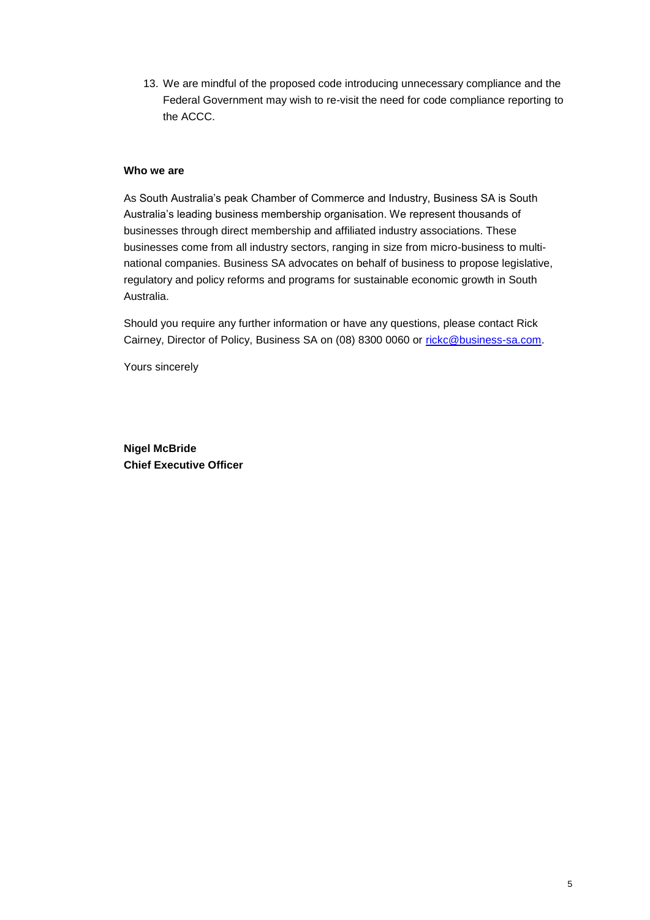13. We are mindful of the proposed code introducing unnecessary compliance and the Federal Government may wish to re-visit the need for code compliance reporting to the ACCC.

**Who we are**

As South Australia's peak Chamber of Commerce and Industry, Business SA is South Australia's leading business membership organisation. We represent thousands of businesses through direct membership and affiliated industry associations. These businesses come from all industry sectors, ranging in size from micro-business to multi-national companies. Business SA advocates on behalf of business to propose legislative, regulatory and policy reforms and programs for sustainable economic growth in South Australia.

Should you require any further information or have any questions, please contact Rick Cairney, Director of Policy, Business SA on (08) 8300 0060 or rickc@business-sa.com.

Yours sincerely

**Nigel McBride**
**Chief Executive Officer**